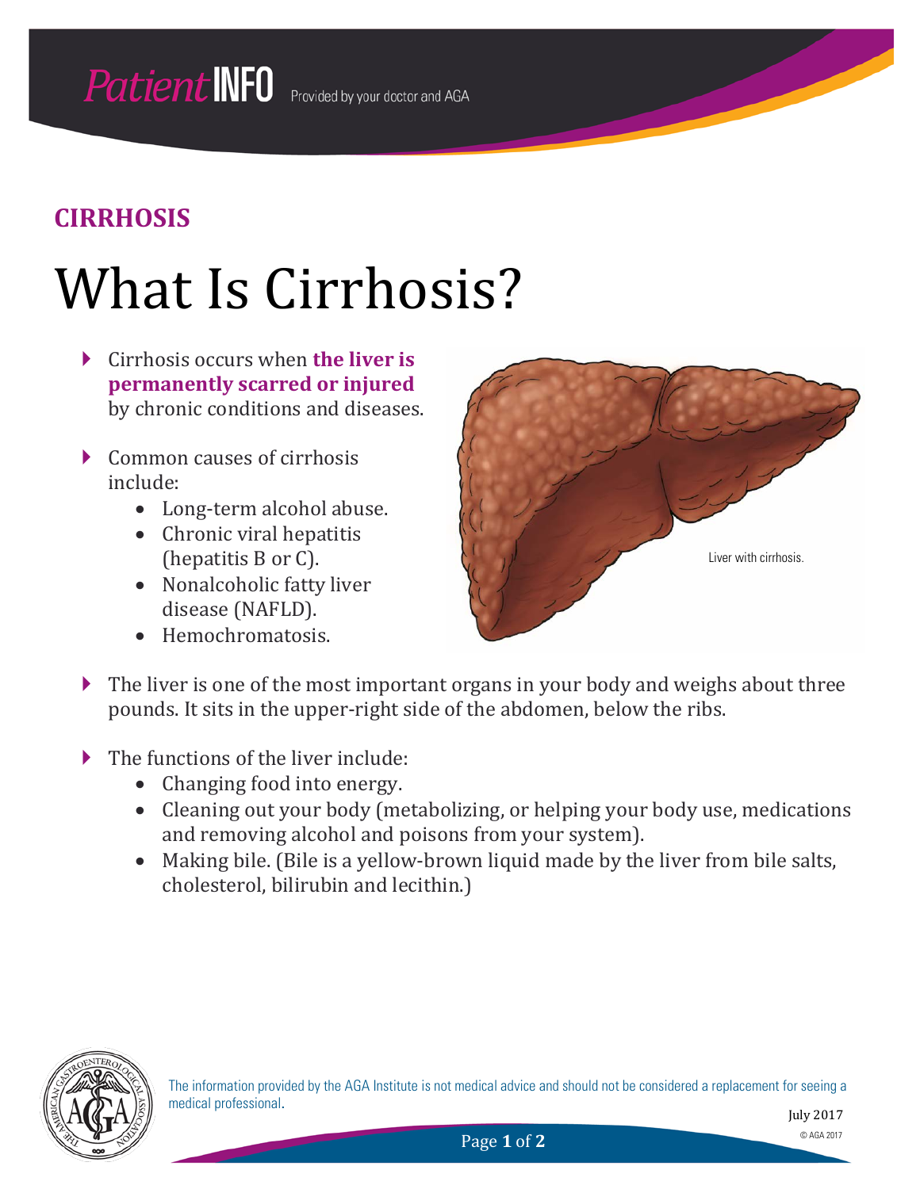Patient INFO Provided by your doctor and AGA

## CIRRHOSIS

# What Is Cirrhosis?

- Cirrhosis occurs when **the liver is permanently scarred or injured** by chronic conditions and diseases.
- Common causes of cirrhosis include:
  - Long-term alcohol abuse.
  - Chronic viral hepatitis (hepatitis B or C).
  - Nonalcoholic fatty liver disease (NAFLD).
  - Hemochromatosis.

Liver with cirrhosis.

- The liver is one of the most important organs in your body and weighs about three pounds. It sits in the upper-right side of the abdomen, below the ribs.
- The functions of the liver include:
  - Changing food into energy.
  - Cleaning out your body (metabolizing, or helping your body use, medications and removing alcohol and poisons from your system).
  - Making bile. (Bile is a yellow-brown liquid made by the liver from bile salts, cholesterol, bilirubin and lecithin.)

The information provided by the AGA Institute is not medical advice and should not be considered a replacement for seeing a medical professional.

July 2017

© AGA 2017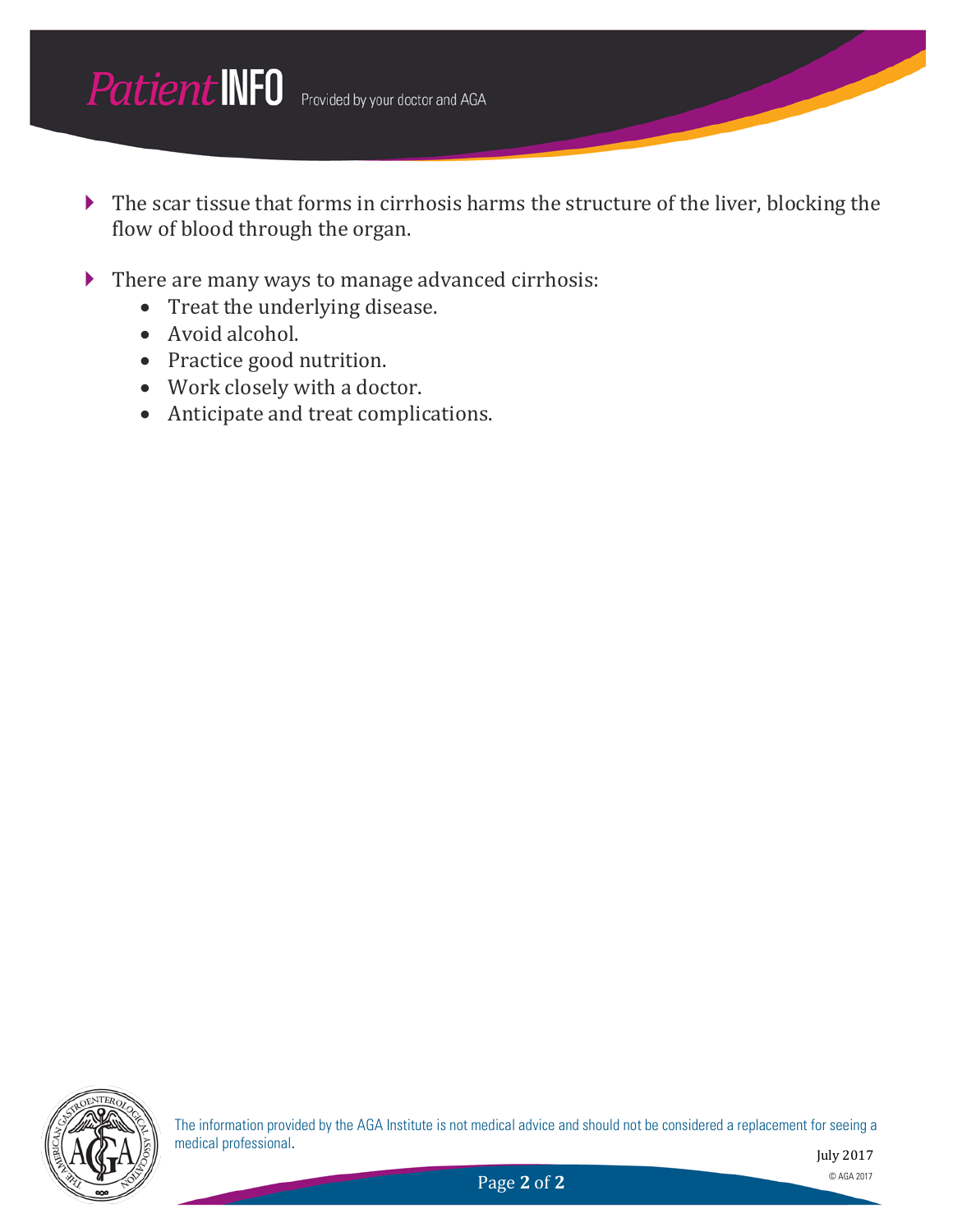- The scar tissue that forms in cirrhosis harms the structure of the liver, blocking the flow of blood through the organ.

- There are many ways to manage advanced cirrhosis:
  - Treat the underlying disease.
  - Avoid alcohol.
  - Practice good nutrition.
  - Work closely with a doctor.
  - Anticipate and treat complications.

The information provided by the AGA Institute is not medical advice and should not be considered a replacement for seeing a medical professional.

July 2017

© AGA 2017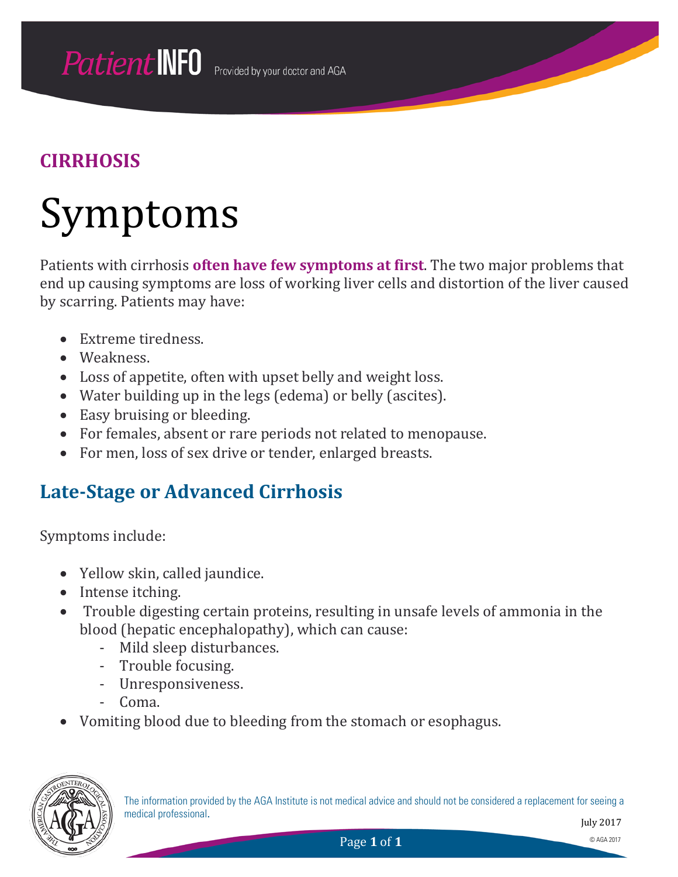## CIRRHOSIS

# Symptoms

Patients with cirrhosis **often have few symptoms at first**. The two major problems that end up causing symptoms are loss of working liver cells and distortion of the liver caused by scarring. Patients may have:

- Extreme tiredness.
- Weakness.
- Loss of appetite, often with upset belly and weight loss.
- Water building up in the legs (edema) or belly (ascites).
- Easy bruising or bleeding.
- For females, absent or rare periods not related to menopause.
- For men, loss of sex drive or tender, enlarged breasts.

## Late-Stage or Advanced Cirrhosis

Symptoms include:

- Yellow skin, called jaundice.
- Intense itching.
- Trouble digesting certain proteins, resulting in unsafe levels of ammonia in the blood (hepatic encephalopathy), which can cause:
  - Mild sleep disturbances.
  - Trouble focusing.
  - Unresponsiveness.
  - Coma.
- Vomiting blood due to bleeding from the stomach or esophagus.

The information provided by the AGA Institute is not medical advice and should not be considered a replacement for seeing a medical professional.

July 2017

© AGA 2017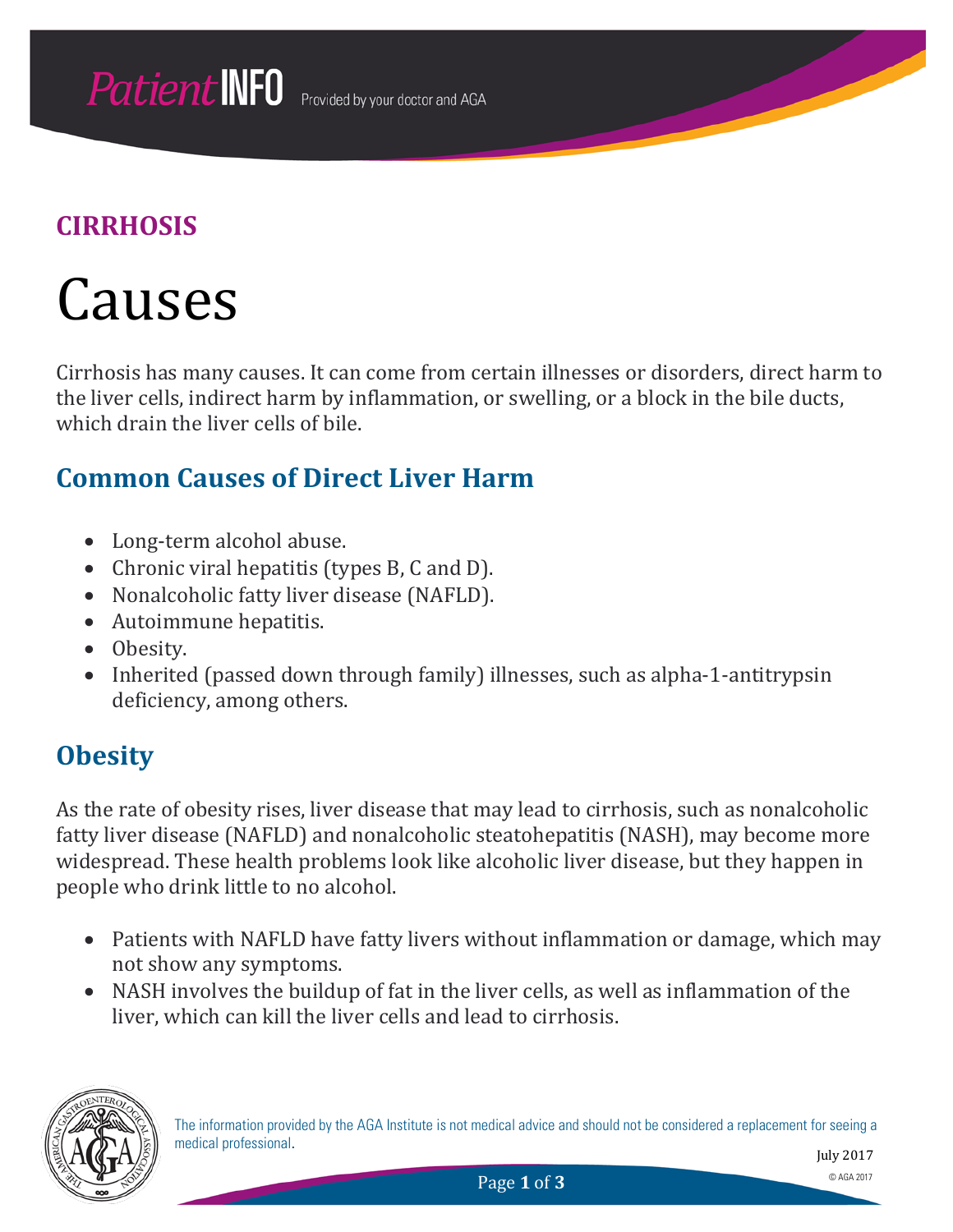## CIRRHOSIS

# Causes

Cirrhosis has many causes. It can come from certain illnesses or disorders, direct harm to the liver cells, indirect harm by inflammation, or swelling, or a block in the bile ducts, which drain the liver cells of bile.

## Common Causes of Direct Liver Harm

- Long-term alcohol abuse.
- Chronic viral hepatitis (types B, C and D).
- Nonalcoholic fatty liver disease (NAFLD).
- Autoimmune hepatitis.
- Obesity.
- Inherited (passed down through family) illnesses, such as alpha-1-antitrypsin deficiency, among others.

## Obesity

As the rate of obesity rises, liver disease that may lead to cirrhosis, such as nonalcoholic fatty liver disease (NAFLD) and nonalcoholic steatohepatitis (NASH), may become more widespread. These health problems look like alcoholic liver disease, but they happen in people who drink little to no alcohol.

- Patients with NAFLD have fatty livers without inflammation or damage, which may not show any symptoms.
- NASH involves the buildup of fat in the liver cells, as well as inflammation of the liver, which can kill the liver cells and lead to cirrhosis.

The information provided by the AGA Institute is not medical advice and should not be considered a replacement for seeing a medical professional.

July 2017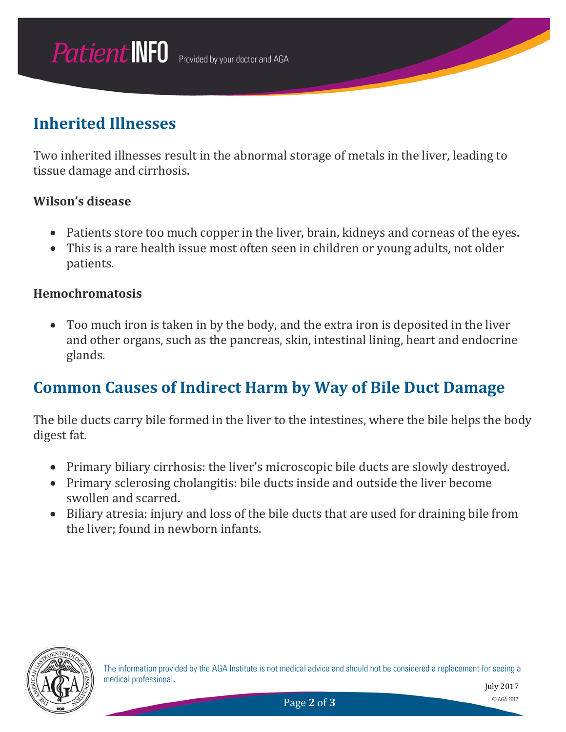## Inherited Illnesses

Two inherited illnesses result in the abnormal storage of metals in the liver, leading to tissue damage and cirrhosis.

**Wilson's disease**

- Patients store too much copper in the liver, brain, kidneys and corneas of the eyes.
- This is a rare health issue most often seen in children or young adults, not older patients.

**Hemochromatosis**

- Too much iron is taken in by the body, and the extra iron is deposited in the liver and other organs, such as the pancreas, skin, intestinal lining, heart and endocrine glands.

## Common Causes of Indirect Harm by Way of Bile Duct Damage

The bile ducts carry bile formed in the liver to the intestines, where the bile helps the body digest fat.

- Primary biliary cirrhosis: the liver's microscopic bile ducts are slowly destroyed.
- Primary sclerosing cholangitis: bile ducts inside and outside the liver become swollen and scarred.
- Biliary atresia: injury and loss of the bile ducts that are used for draining bile from the liver; found in newborn infants.

The information provided by the AGA Institute is not medical advice and should not be considered a replacement for seeing a medical professional.

July 2017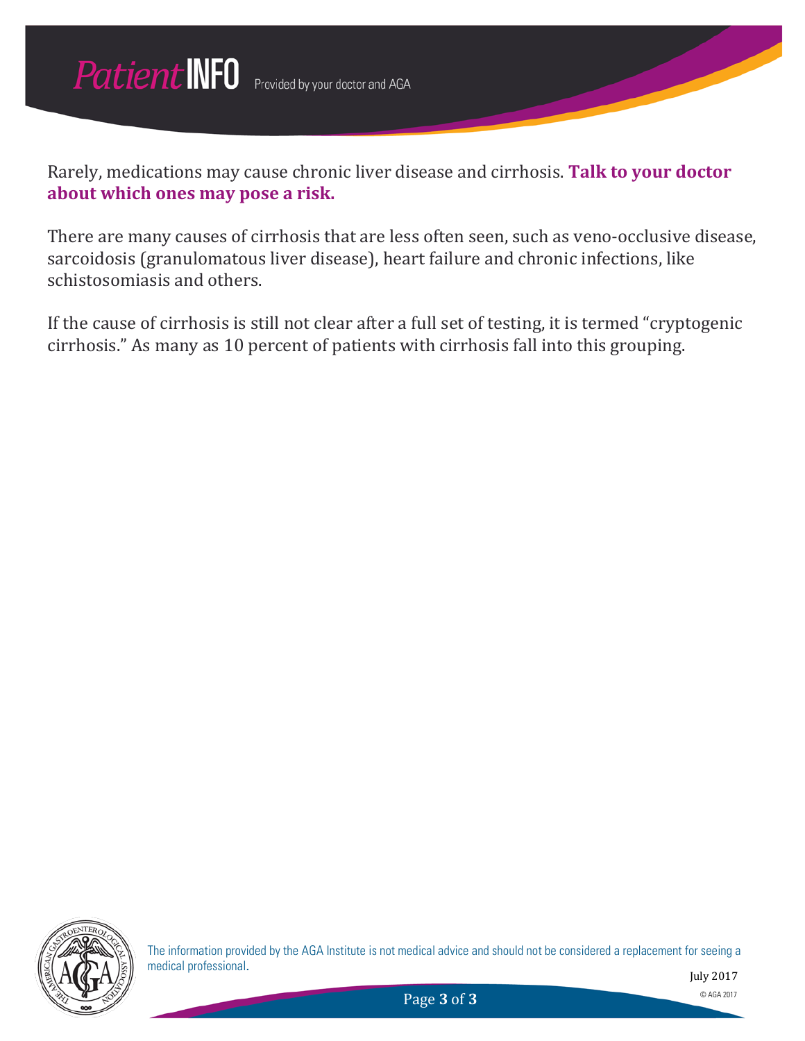Rarely, medications may cause chronic liver disease and cirrhosis. **Talk to your doctor about which ones may pose a risk.**

There are many causes of cirrhosis that are less often seen, such as veno-occlusive disease, sarcoidosis (granulomatous liver disease), heart failure and chronic infections, like schistosomiasis and others.

If the cause of cirrhosis is still not clear after a full set of testing, it is termed "cryptogenic cirrhosis." As many as 10 percent of patients with cirrhosis fall into this grouping.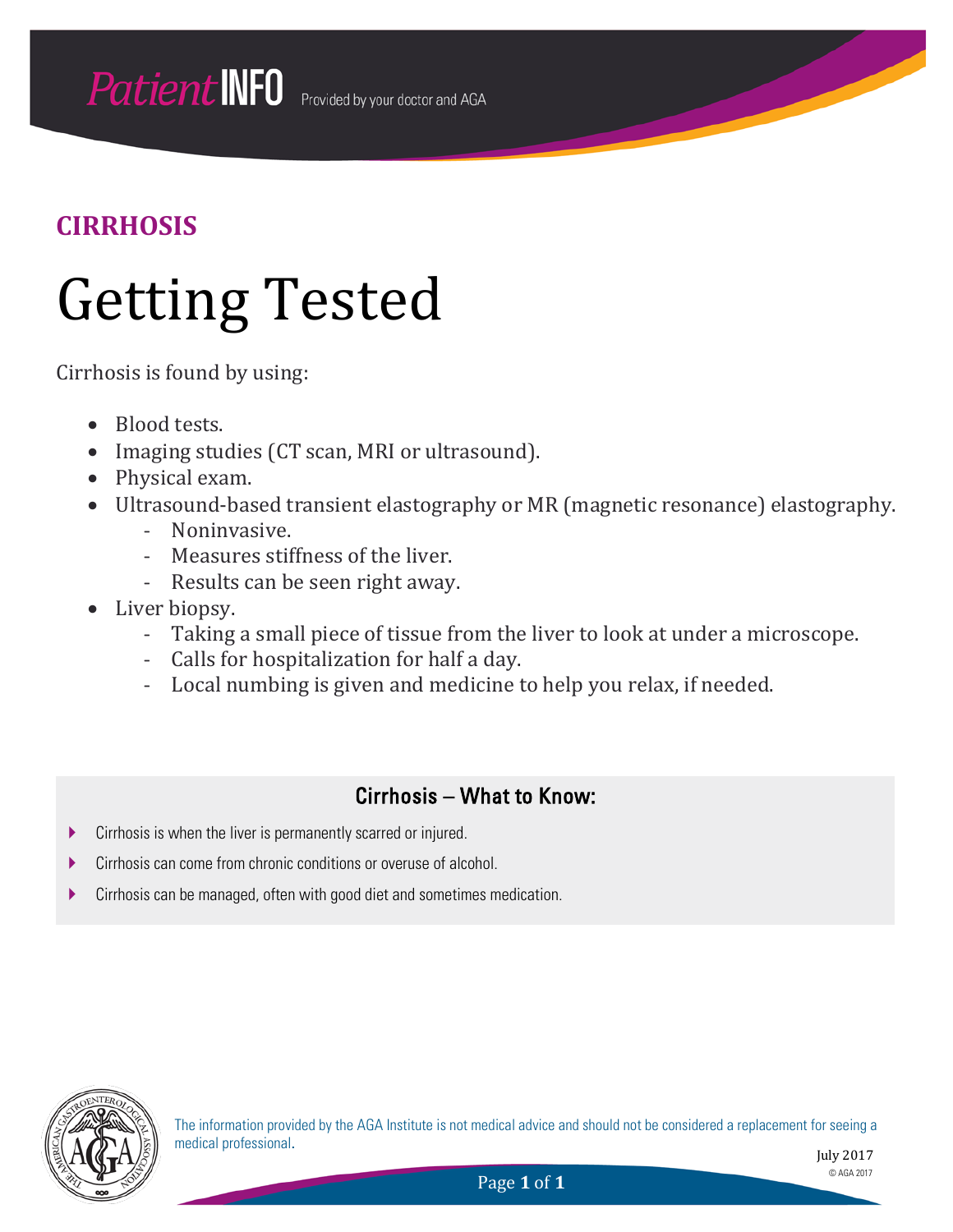**CIRRHOSIS**

# Getting Tested

Cirrhosis is found by using:

- Blood tests.
- Imaging studies (CT scan, MRI or ultrasound).
- Physical exam.
- Ultrasound-based transient elastography or MR (magnetic resonance) elastography.
  - Noninvasive.
  - Measures stiffness of the liver.
  - Results can be seen right away.
- Liver biopsy.
  - Taking a small piece of tissue from the liver to look at under a microscope.
  - Calls for hospitalization for half a day.
  - Local numbing is given and medicine to help you relax, if needed.

## Cirrhosis – What to Know:

- Cirrhosis is when the liver is permanently scarred or injured.
- Cirrhosis can come from chronic conditions or overuse of alcohol.
- Cirrhosis can be managed, often with good diet and sometimes medication.

The information provided by the AGA Institute is not medical advice and should not be considered a replacement for seeing a medical professional.

July 2017

© AGA 2017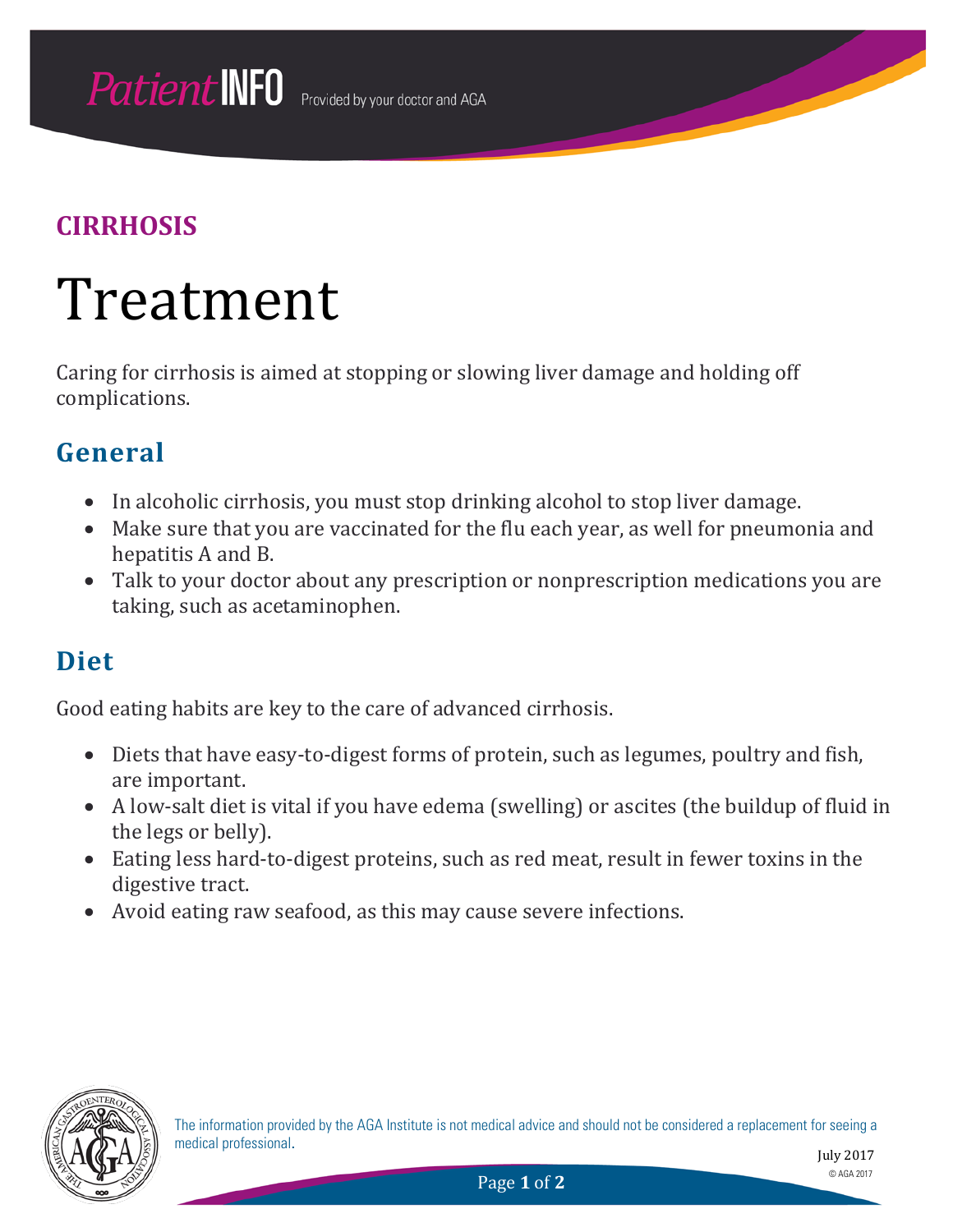## CIRRHOSIS

# Treatment

Caring for cirrhosis is aimed at stopping or slowing liver damage and holding off complications.

## General

- In alcoholic cirrhosis, you must stop drinking alcohol to stop liver damage.
- Make sure that you are vaccinated for the flu each year, as well for pneumonia and hepatitis A and B.
- Talk to your doctor about any prescription or nonprescription medications you are taking, such as acetaminophen.

## Diet

Good eating habits are key to the care of advanced cirrhosis.

- Diets that have easy-to-digest forms of protein, such as legumes, poultry and fish, are important.
- A low-salt diet is vital if you have edema (swelling) or ascites (the buildup of fluid in the legs or belly).
- Eating less hard-to-digest proteins, such as red meat, result in fewer toxins in the digestive tract.
- Avoid eating raw seafood, as this may cause severe infections.

The information provided by the AGA Institute is not medical advice and should not be considered a replacement for seeing a medical professional.

July 2017

© AGA 2017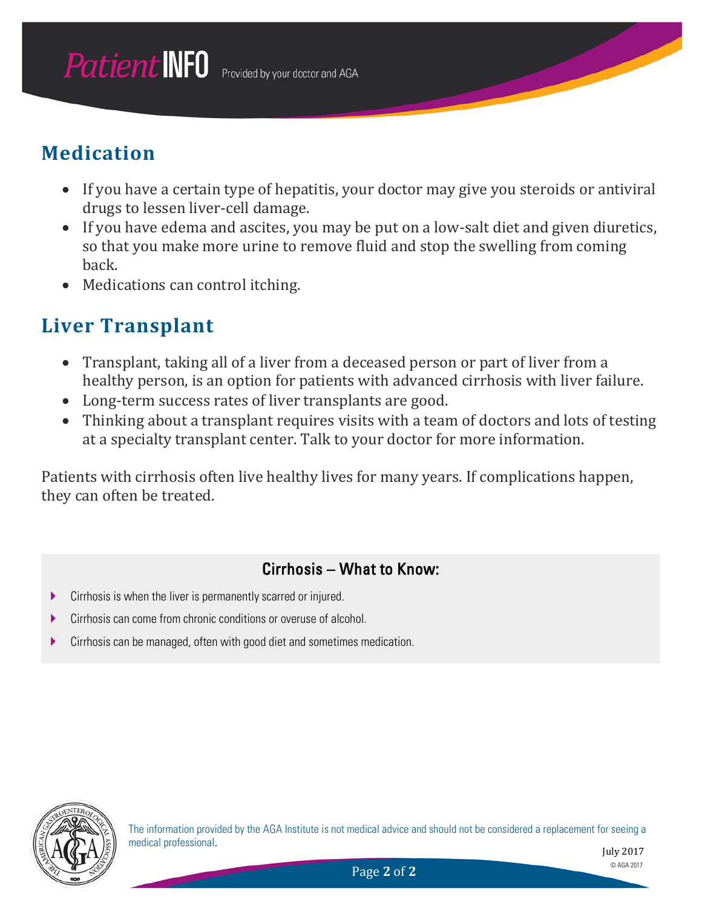## Medication

- If you have a certain type of hepatitis, your doctor may give you steroids or antiviral drugs to lessen liver-cell damage.
- If you have edema and ascites, you may be put on a low-salt diet and given diuretics, so that you make more urine to remove fluid and stop the swelling from coming back.
- Medications can control itching.

## Liver Transplant

- Transplant, taking all of a liver from a deceased person or part of liver from a healthy person, is an option for patients with advanced cirrhosis with liver failure.
- Long-term success rates of liver transplants are good.
- Thinking about a transplant requires visits with a team of doctors and lots of testing at a specialty transplant center. Talk to your doctor for more information.

Patients with cirrhosis often live healthy lives for many years. If complications happen, they can often be treated.

### Cirrhosis – What to Know:

- Cirrhosis is when the liver is permanently scarred or injured.
- Cirrhosis can come from chronic conditions or overuse of alcohol.
- Cirrhosis can be managed, often with good diet and sometimes medication.

The information provided by the AGA Institute is not medical advice and should not be considered a replacement for seeing a medical professional.

July 2017

© AGA 2017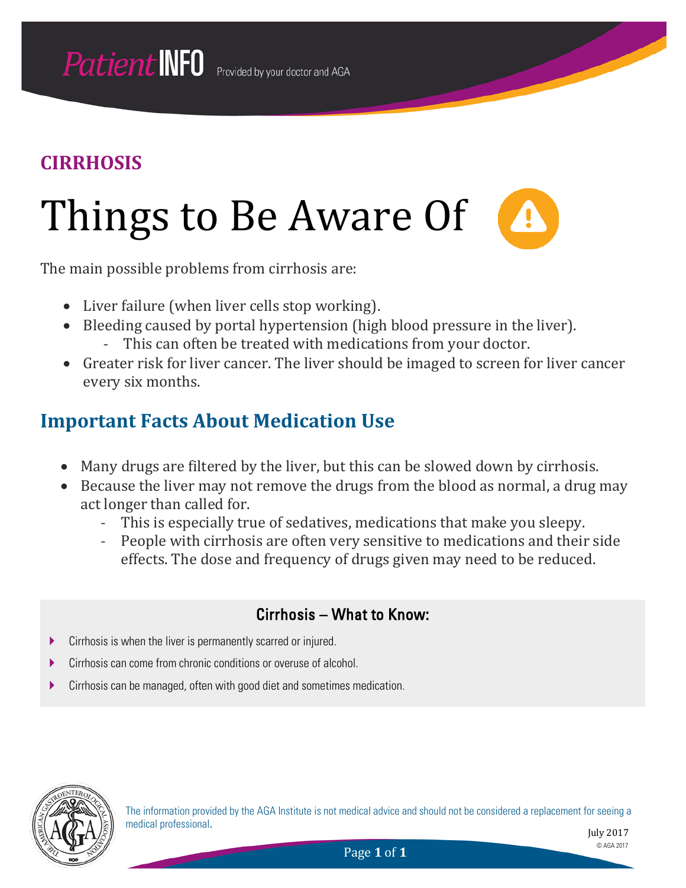PatientINFO Provided by your doctor and AGA

## CIRRHOSIS

# Things to Be Aware Of

The main possible problems from cirrhosis are:

- Liver failure (when liver cells stop working).
- Bleeding caused by portal hypertension (high blood pressure in the liver).
  - This can often be treated with medications from your doctor.
- Greater risk for liver cancer. The liver should be imaged to screen for liver cancer every six months.

## Important Facts About Medication Use

- Many drugs are filtered by the liver, but this can be slowed down by cirrhosis.
- Because the liver may not remove the drugs from the blood as normal, a drug may act longer than called for.
  - This is especially true of sedatives, medications that make you sleepy.
  - People with cirrhosis are often very sensitive to medications and their side effects. The dose and frequency of drugs given may need to be reduced.

### Cirrhosis – What to Know:

- Cirrhosis is when the liver is permanently scarred or injured.
- Cirrhosis can come from chronic conditions or overuse of alcohol.
- Cirrhosis can be managed, often with good diet and sometimes medication.

The information provided by the AGA Institute is not medical advice and should not be considered a replacement for seeing a medical professional.

July 2017

© AGA 2017